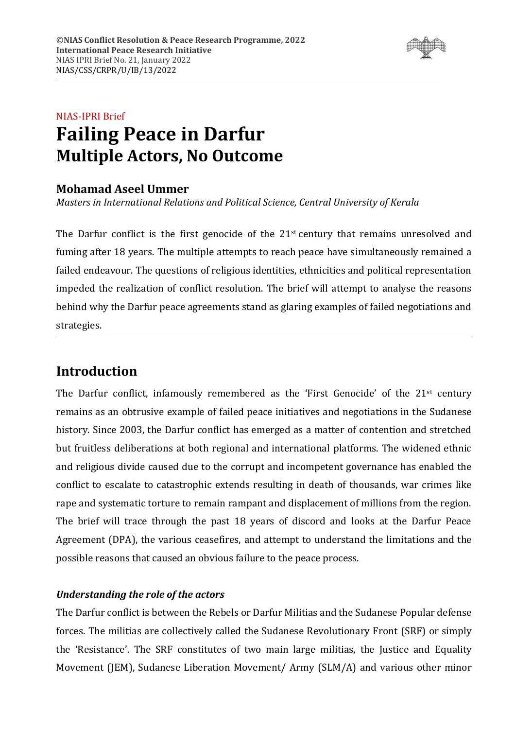©NIAS Conflict Resolution & Peace Research Programme, 2022
**International Peace Research Initiative**
NIAS IPRI Brief No. 21, January 2022
NIAS/CSS/CRPR/U/IB/13/2022

NIAS-IPRI Brief

# Failing Peace in Darfur
## Multiple Actors, No Outcome

### Mohamad Aseel Ummer

*Masters in International Relations and Political Science, Central University of Kerala*

The Darfur conflict is the first genocide of the 21st century that remains unresolved and fuming after 18 years. The multiple attempts to reach peace have simultaneously remained a failed endeavour. The questions of religious identities, ethnicities and political representation impeded the realization of conflict resolution. The brief will attempt to analyse the reasons behind why the Darfur peace agreements stand as glaring examples of failed negotiations and strategies.

---

## Introduction

The Darfur conflict, infamously remembered as the 'First Genocide' of the 21st century remains as an obtrusive example of failed peace initiatives and negotiations in the Sudanese history. Since 2003, the Darfur conflict has emerged as a matter of contention and stretched but fruitless deliberations at both regional and international platforms. The widened ethnic and religious divide caused due to the corrupt and incompetent governance has enabled the conflict to escalate to catastrophic extends resulting in death of thousands, war crimes like rape and systematic torture to remain rampant and displacement of millions from the region. The brief will trace through the past 18 years of discord and looks at the Darfur Peace Agreement (DPA), the various ceasefires, and attempt to understand the limitations and the possible reasons that caused an obvious failure to the peace process.

#### *Understanding the role of the actors*

The Darfur conflict is between the Rebels or Darfur Militias and the Sudanese Popular defense forces. The militias are collectively called the Sudanese Revolutionary Front (SRF) or simply the 'Resistance'. The SRF constitutes of two main large militias, the Justice and Equality Movement (JEM), Sudanese Liberation Movement/ Army (SLM/A) and various other minor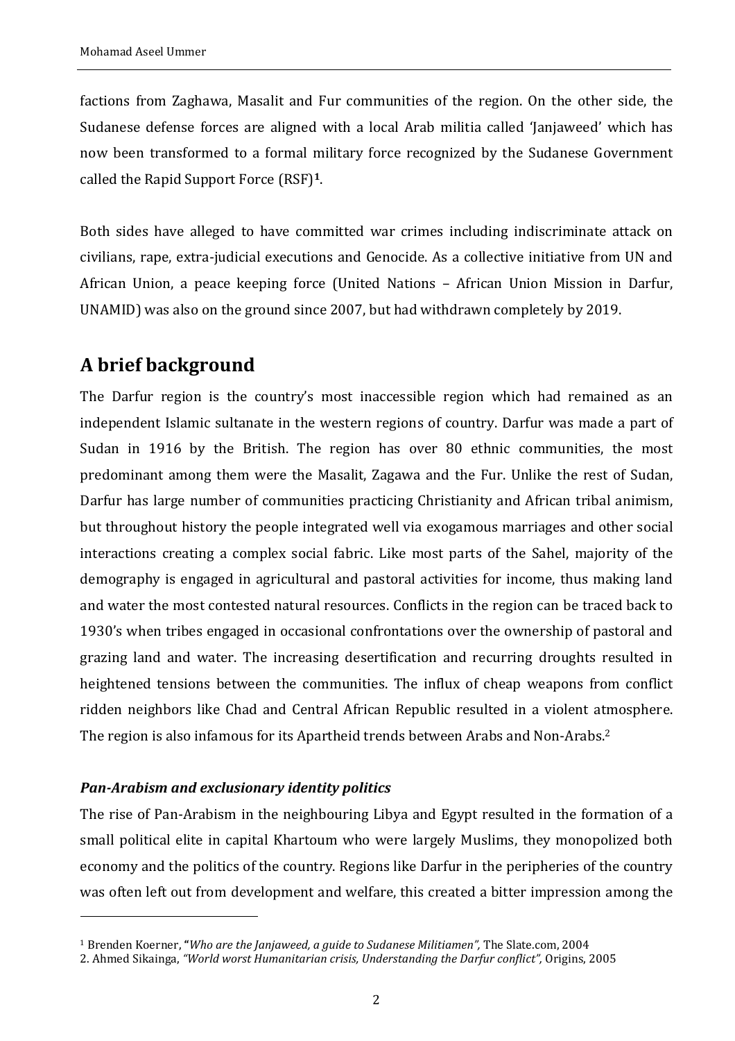factions from Zaghawa, Masalit and Fur communities of the region. On the other side, the Sudanese defense forces are aligned with a local Arab militia called 'Janjaweed' which has now been transformed to a formal military force recognized by the Sudanese Government called the Rapid Support Force (RSF)[1].

Both sides have alleged to have committed war crimes including indiscriminate attack on civilians, rape, extra-judicial executions and Genocide. As a collective initiative from UN and African Union, a peace keeping force (United Nations – African Union Mission in Darfur, UNAMID) was also on the ground since 2007, but had withdrawn completely by 2019.

## A brief background

The Darfur region is the country's most inaccessible region which had remained as an independent Islamic sultanate in the western regions of country. Darfur was made a part of Sudan in 1916 by the British. The region has over 80 ethnic communities, the most predominant among them were the Masalit, Zagawa and the Fur. Unlike the rest of Sudan, Darfur has large number of communities practicing Christianity and African tribal animism, but throughout history the people integrated well via exogamous marriages and other social interactions creating a complex social fabric. Like most parts of the Sahel, majority of the demography is engaged in agricultural and pastoral activities for income, thus making land and water the most contested natural resources. Conflicts in the region can be traced back to 1930's when tribes engaged in occasional confrontations over the ownership of pastoral and grazing land and water. The increasing desertification and recurring droughts resulted in heightened tensions between the communities. The influx of cheap weapons from conflict ridden neighbors like Chad and Central African Republic resulted in a violent atmosphere. The region is also infamous for its Apartheid trends between Arabs and Non-Arabs.[2]

### *Pan-Arabism and exclusionary identity politics*

The rise of Pan-Arabism in the neighbouring Libya and Egypt resulted in the formation of a small political elite in capital Khartoum who were largely Muslims, they monopolized both economy and the politics of the country. Regions like Darfur in the peripheries of the country was often left out from development and welfare, this created a bitter impression among the

---

[1] Brenden Koerner, "*Who are the Janjaweed, a guide to Sudanese Militiamen",* The Slate.com, 2004

2. Ahmed Sikainga, *"World worst Humanitarian crisis, Understanding the Darfur conflict",* Origins, 2005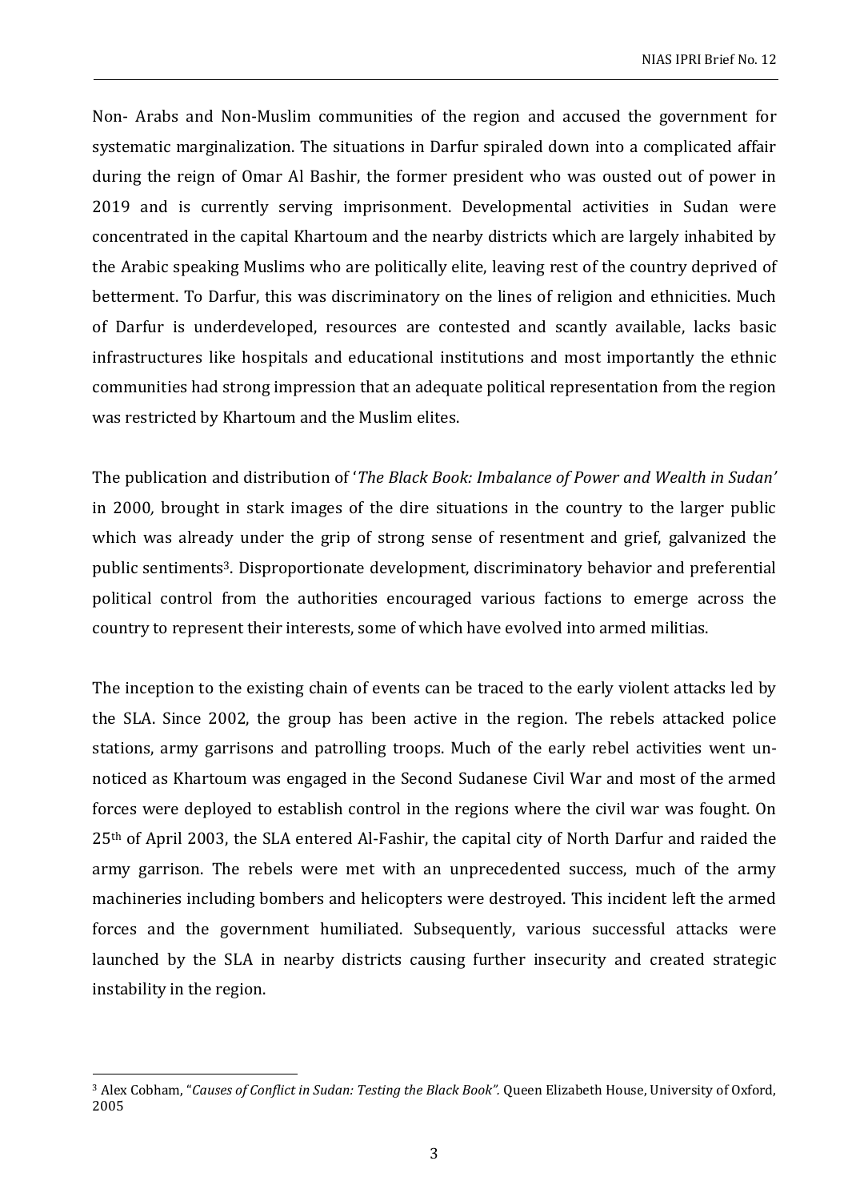Non- Arabs and Non-Muslim communities of the region and accused the government for systematic marginalization. The situations in Darfur spiraled down into a complicated affair during the reign of Omar Al Bashir, the former president who was ousted out of power in 2019 and is currently serving imprisonment. Developmental activities in Sudan were concentrated in the capital Khartoum and the nearby districts which are largely inhabited by the Arabic speaking Muslims who are politically elite, leaving rest of the country deprived of betterment. To Darfur, this was discriminatory on the lines of religion and ethnicities. Much of Darfur is underdeveloped, resources are contested and scantly available, lacks basic infrastructures like hospitals and educational institutions and most importantly the ethnic communities had strong impression that an adequate political representation from the region was restricted by Khartoum and the Muslim elites.

The publication and distribution of '*The Black Book: Imbalance of Power and Wealth in Sudan'* in 2000*,* brought in stark images of the dire situations in the country to the larger public which was already under the grip of strong sense of resentment and grief, galvanized the public sentiments[3]. Disproportionate development, discriminatory behavior and preferential political control from the authorities encouraged various factions to emerge across the country to represent their interests, some of which have evolved into armed militias.

The inception to the existing chain of events can be traced to the early violent attacks led by the SLA. Since 2002, the group has been active in the region. The rebels attacked police stations, army garrisons and patrolling troops. Much of the early rebel activities went unnoticed as Khartoum was engaged in the Second Sudanese Civil War and most of the armed forces were deployed to establish control in the regions where the civil war was fought. On 25th of April 2003, the SLA entered Al-Fashir, the capital city of North Darfur and raided the army garrison. The rebels were met with an unprecedented success, much of the army machineries including bombers and helicopters were destroyed. This incident left the armed forces and the government humiliated. Subsequently, various successful attacks were launched by the SLA in nearby districts causing further insecurity and created strategic instability in the region.

---

[3] Alex Cobham, "*Causes of Conflict in Sudan: Testing the Black Book".* Queen Elizabeth House, University of Oxford, 2005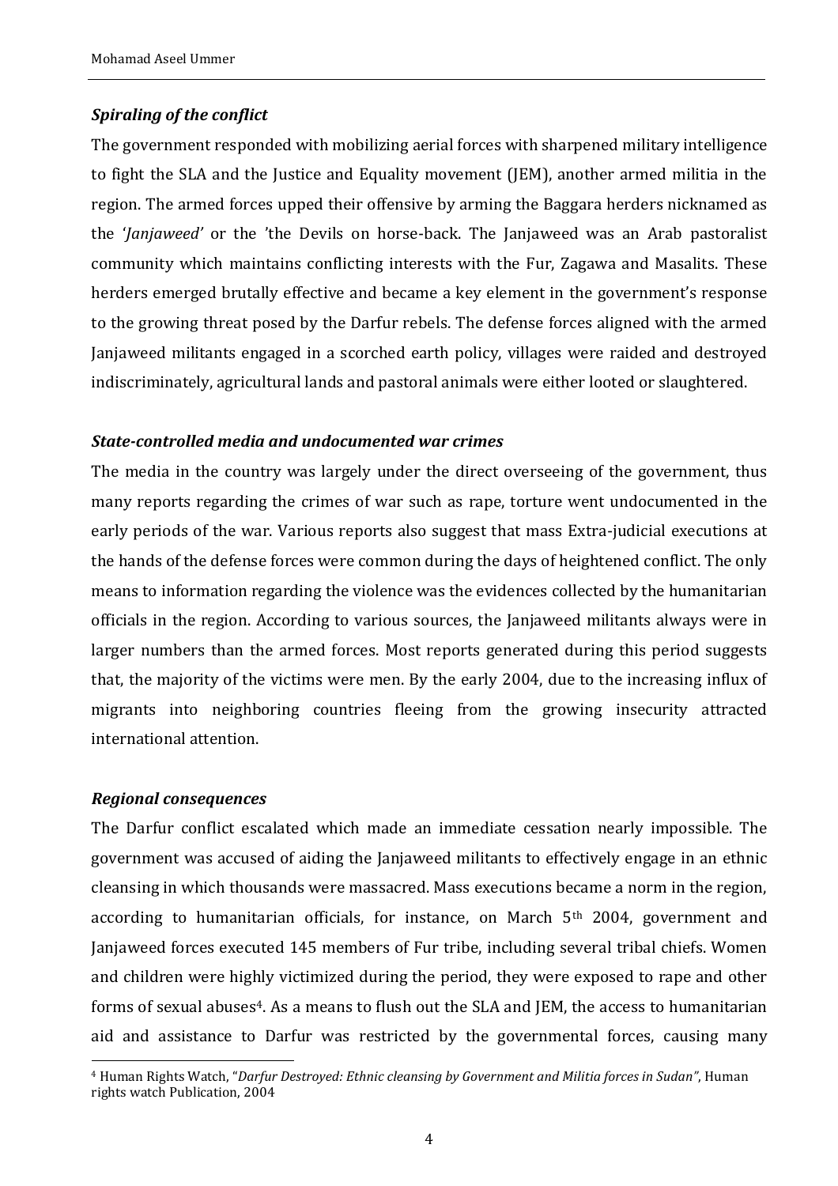### *Spiraling of the conflict*

The government responded with mobilizing aerial forces with sharpened military intelligence to fight the SLA and the Justice and Equality movement (JEM), another armed militia in the region. The armed forces upped their offensive by arming the Baggara herders nicknamed as the '*Janjaweed'* or the 'the Devils on horse-back. The Janjaweed was an Arab pastoralist community which maintains conflicting interests with the Fur, Zagawa and Masalits. These herders emerged brutally effective and became a key element in the government's response to the growing threat posed by the Darfur rebels. The defense forces aligned with the armed Janjaweed militants engaged in a scorched earth policy, villages were raided and destroyed indiscriminately, agricultural lands and pastoral animals were either looted or slaughtered.

### *State-controlled media and undocumented war crimes*

The media in the country was largely under the direct overseeing of the government, thus many reports regarding the crimes of war such as rape, torture went undocumented in the early periods of the war. Various reports also suggest that mass Extra-judicial executions at the hands of the defense forces were common during the days of heightened conflict. The only means to information regarding the violence was the evidences collected by the humanitarian officials in the region. According to various sources, the Janjaweed militants always were in larger numbers than the armed forces. Most reports generated during this period suggests that, the majority of the victims were men. By the early 2004, due to the increasing influx of migrants into neighboring countries fleeing from the growing insecurity attracted international attention.

### *Regional consequences*

The Darfur conflict escalated which made an immediate cessation nearly impossible. The government was accused of aiding the Janjaweed militants to effectively engage in an ethnic cleansing in which thousands were massacred. Mass executions became a norm in the region, according to humanitarian officials, for instance, on March 5th 2004, government and Janjaweed forces executed 145 members of Fur tribe, including several tribal chiefs. Women and children were highly victimized during the period, they were exposed to rape and other forms of sexual abuses[4]. As a means to flush out the SLA and JEM, the access to humanitarian aid and assistance to Darfur was restricted by the governmental forces, causing many

[4] Human Rights Watch, "*Darfur Destroyed: Ethnic cleansing by Government and Militia forces in Sudan"*, Human rights watch Publication, 2004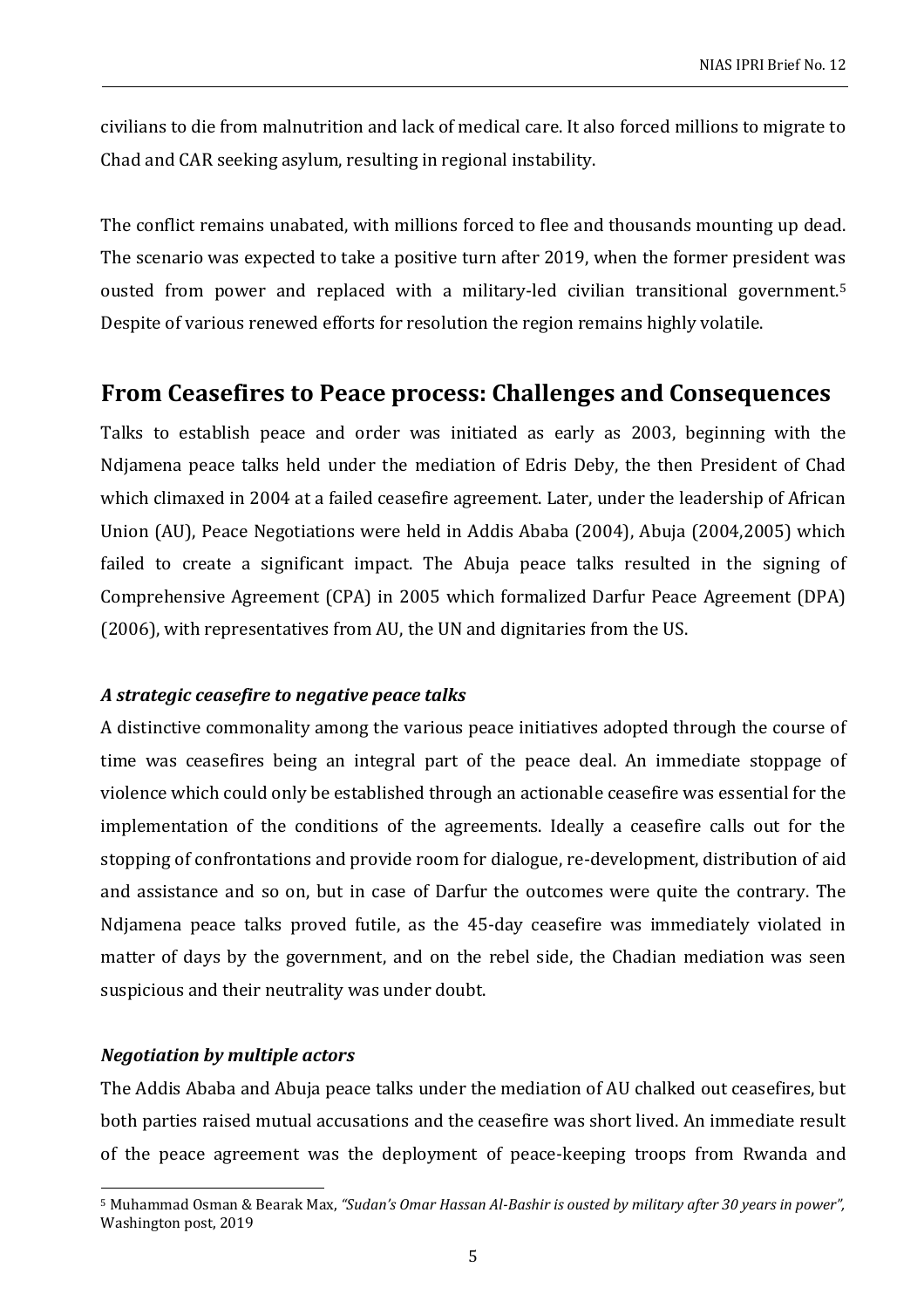civilians to die from malnutrition and lack of medical care. It also forced millions to migrate to Chad and CAR seeking asylum, resulting in regional instability.

The conflict remains unabated, with millions forced to flee and thousands mounting up dead. The scenario was expected to take a positive turn after 2019, when the former president was ousted from power and replaced with a military-led civilian transitional government.[5] Despite of various renewed efforts for resolution the region remains highly volatile.

## From Ceasefires to Peace process: Challenges and Consequences

Talks to establish peace and order was initiated as early as 2003, beginning with the Ndjamena peace talks held under the mediation of Edris Deby, the then President of Chad which climaxed in 2004 at a failed ceasefire agreement. Later, under the leadership of African Union (AU), Peace Negotiations were held in Addis Ababa (2004), Abuja (2004,2005) which failed to create a significant impact. The Abuja peace talks resulted in the signing of Comprehensive Agreement (CPA) in 2005 which formalized Darfur Peace Agreement (DPA) (2006), with representatives from AU, the UN and dignitaries from the US.

### *A strategic ceasefire to negative peace talks*

A distinctive commonality among the various peace initiatives adopted through the course of time was ceasefires being an integral part of the peace deal. An immediate stoppage of violence which could only be established through an actionable ceasefire was essential for the implementation of the conditions of the agreements. Ideally a ceasefire calls out for the stopping of confrontations and provide room for dialogue, re-development, distribution of aid and assistance and so on, but in case of Darfur the outcomes were quite the contrary. The Ndjamena peace talks proved futile, as the 45-day ceasefire was immediately violated in matter of days by the government, and on the rebel side, the Chadian mediation was seen suspicious and their neutrality was under doubt.

### *Negotiation by multiple actors*

The Addis Ababa and Abuja peace talks under the mediation of AU chalked out ceasefires, but both parties raised mutual accusations and the ceasefire was short lived. An immediate result of the peace agreement was the deployment of peace-keeping troops from Rwanda and

---

[5] Muhammad Osman & Bearak Max, *"Sudan's Omar Hassan Al-Bashir is ousted by military after 30 years in power",* Washington post, 2019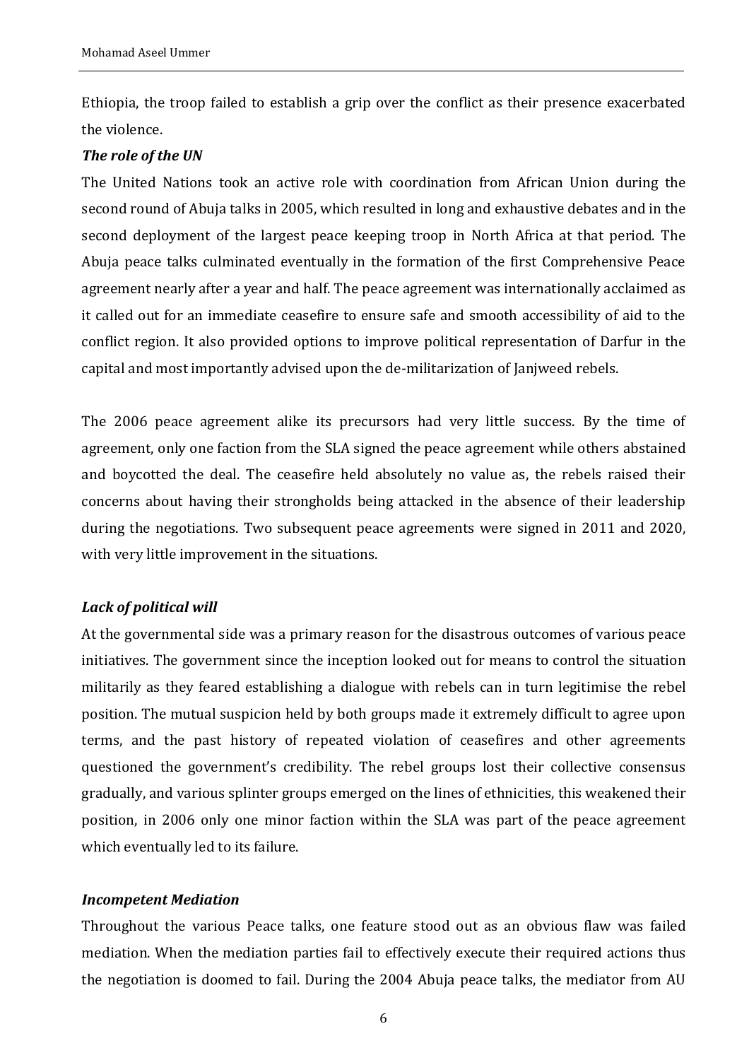Ethiopia, the troop failed to establish a grip over the conflict as their presence exacerbated the violence.

***The role of the UN***

The United Nations took an active role with coordination from African Union during the second round of Abuja talks in 2005, which resulted in long and exhaustive debates and in the second deployment of the largest peace keeping troop in North Africa at that period. The Abuja peace talks culminated eventually in the formation of the first Comprehensive Peace agreement nearly after a year and half. The peace agreement was internationally acclaimed as it called out for an immediate ceasefire to ensure safe and smooth accessibility of aid to the conflict region. It also provided options to improve political representation of Darfur in the capital and most importantly advised upon the de-militarization of Janjweed rebels.

The 2006 peace agreement alike its precursors had very little success. By the time of agreement, only one faction from the SLA signed the peace agreement while others abstained and boycotted the deal. The ceasefire held absolutely no value as, the rebels raised their concerns about having their strongholds being attacked in the absence of their leadership during the negotiations. Two subsequent peace agreements were signed in 2011 and 2020, with very little improvement in the situations.

***Lack of political will***

At the governmental side was a primary reason for the disastrous outcomes of various peace initiatives. The government since the inception looked out for means to control the situation militarily as they feared establishing a dialogue with rebels can in turn legitimise the rebel position. The mutual suspicion held by both groups made it extremely difficult to agree upon terms, and the past history of repeated violation of ceasefires and other agreements questioned the government's credibility. The rebel groups lost their collective consensus gradually, and various splinter groups emerged on the lines of ethnicities, this weakened their position, in 2006 only one minor faction within the SLA was part of the peace agreement which eventually led to its failure.

***Incompetent Mediation***

Throughout the various Peace talks, one feature stood out as an obvious flaw was failed mediation. When the mediation parties fail to effectively execute their required actions thus the negotiation is doomed to fail. During the 2004 Abuja peace talks, the mediator from AU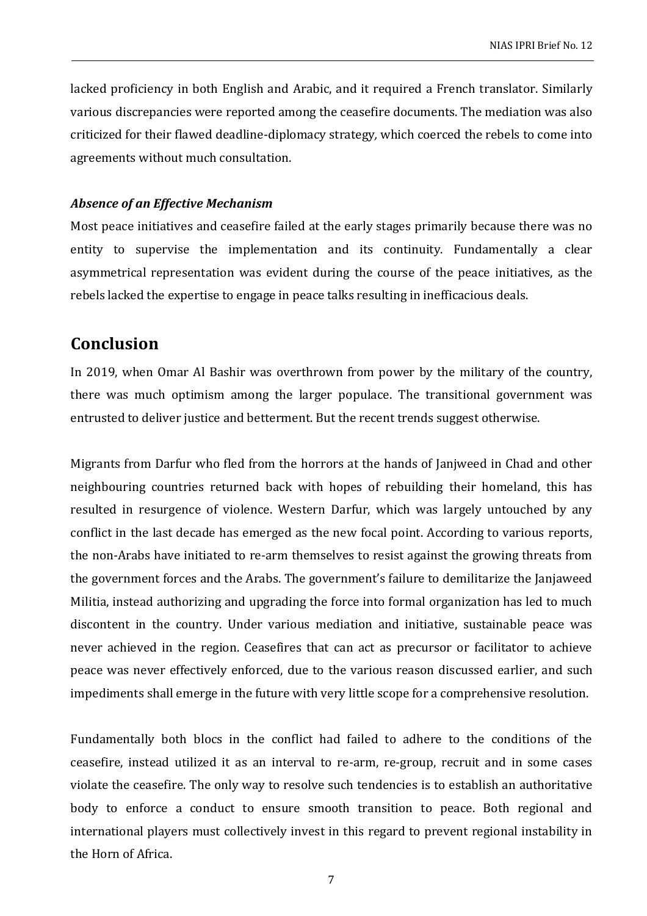lacked proficiency in both English and Arabic, and it required a French translator. Similarly various discrepancies were reported among the ceasefire documents. The mediation was also criticized for their flawed deadline-diplomacy strategy, which coerced the rebels to come into agreements without much consultation.

***Absence of an Effective Mechanism***

Most peace initiatives and ceasefire failed at the early stages primarily because there was no entity to supervise the implementation and its continuity. Fundamentally a clear asymmetrical representation was evident during the course of the peace initiatives, as the rebels lacked the expertise to engage in peace talks resulting in inefficacious deals.

## Conclusion

In 2019, when Omar Al Bashir was overthrown from power by the military of the country, there was much optimism among the larger populace. The transitional government was entrusted to deliver justice and betterment. But the recent trends suggest otherwise.

Migrants from Darfur who fled from the horrors at the hands of Janjweed in Chad and other neighbouring countries returned back with hopes of rebuilding their homeland, this has resulted in resurgence of violence. Western Darfur, which was largely untouched by any conflict in the last decade has emerged as the new focal point. According to various reports, the non-Arabs have initiated to re-arm themselves to resist against the growing threats from the government forces and the Arabs. The government's failure to demilitarize the Janjaweed Militia, instead authorizing and upgrading the force into formal organization has led to much discontent in the country. Under various mediation and initiative, sustainable peace was never achieved in the region. Ceasefires that can act as precursor or facilitator to achieve peace was never effectively enforced, due to the various reason discussed earlier, and such impediments shall emerge in the future with very little scope for a comprehensive resolution.

Fundamentally both blocs in the conflict had failed to adhere to the conditions of the ceasefire, instead utilized it as an interval to re-arm, re-group, recruit and in some cases violate the ceasefire. The only way to resolve such tendencies is to establish an authoritative body to enforce a conduct to ensure smooth transition to peace. Both regional and international players must collectively invest in this regard to prevent regional instability in the Horn of Africa.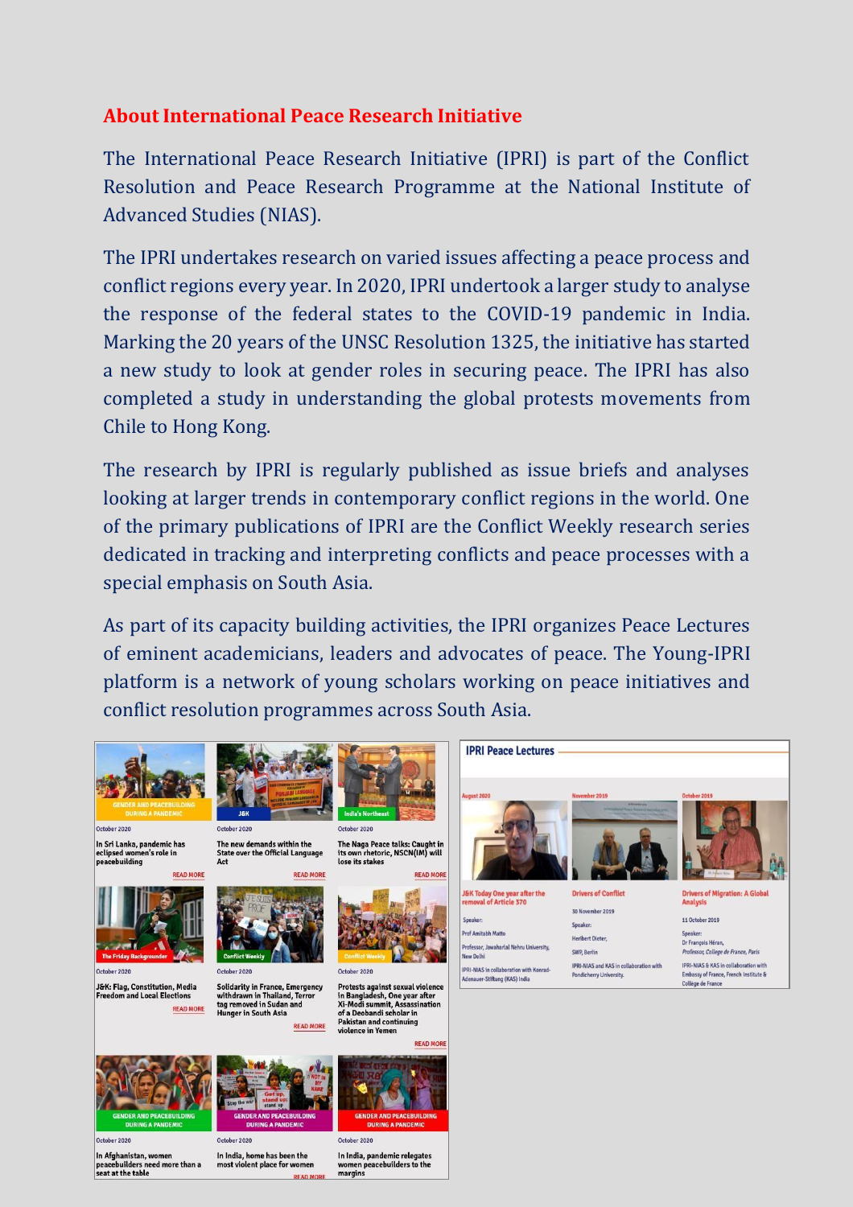## About International Peace Research Initiative

The International Peace Research Initiative (IPRI) is part of the Conflict Resolution and Peace Research Programme at the National Institute of Advanced Studies (NIAS).

The IPRI undertakes research on varied issues affecting a peace process and conflict regions every year. In 2020, IPRI undertook a larger study to analyse the response of the federal states to the COVID-19 pandemic in India. Marking the 20 years of the UNSC Resolution 1325, the initiative has started a new study to look at gender roles in securing peace. The IPRI has also completed a study in understanding the global protests movements from Chile to Hong Kong.

The research by IPRI is regularly published as issue briefs and analyses looking at larger trends in contemporary conflict regions in the world. One of the primary publications of IPRI are the Conflict Weekly research series dedicated in tracking and interpreting conflicts and peace processes with a special emphasis on South Asia.

As part of its capacity building activities, the IPRI organizes Peace Lectures of eminent academicians, leaders and advocates of peace. The Young-IPRI platform is a network of young scholars working on peace initiatives and conflict resolution programmes across South Asia.

GENDER AND PEACEBUILDING DURING A PANDEMIC
October 2020
In Sri Lanka, pandemic has eclipsed women's role in peacebuilding
READ MORE

J&K
October 2020
The new demands within the State over the Official Language Act
READ MORE

India's Northeast
October 2020
The Naga Peace talks: Caught in its own rhetoric, NSCN(IM) will lose its stakes
READ MORE

The Friday Backgrounder
October 2020
J&K: Flag, Constitution, Media Freedom and Local Elections
READ MORE

Conflict Weekly
October 2020
Solidarity in France, Emergency withdrawn in Thailand, Terror tag removed in Sudan and Hunger in South Asia
READ MORE

Conflict Weekly
October 2020
Protests against sexual violence in Bangladesh, One year after Xi-Modi summit, Assassination of a Deobandi scholar in Pakistan and continuing violence in Yemen
READ MORE

GENDER AND PEACEBUILDING DURING A PANDEMIC
October 2020
In Afghanistan, women peacebuilders need more than a seat at the table

GENDER AND PEACEBUILDING DURING A PANDEMIC
October 2020
In India, home has been the most violent place for women
READ MORE

GENDER AND PEACEBUILDING DURING A PANDEMIC
October 2020
In India, pandemic relegates women peacebuilders to the margins

IPRI Peace Lectures

August 2020
J&K Today One year after the removal of Article 370
Speaker:
Prof Amitabh Matto
Professor, Jawaharlal Nehru University, New Delhi
IPRI-NIAS in collaboration with Konrad-Adenauer-Stiftung (KAS) India

November 2019
Drivers of Conflict
30 November 2019
Speaker:
Heribert Dieter,
SWP, Berlin
IPRI-NIAS and KAS in collaboration with Pondicherry University.

October 2019
Drivers of Migration: A Global Analysis
11 October 2019
Speaker:
Dr François Héran,
Professor, College de France, Paris
IPRI-NIAS & KAS in collaboration with Embassy of France, French Institute & Collège de France